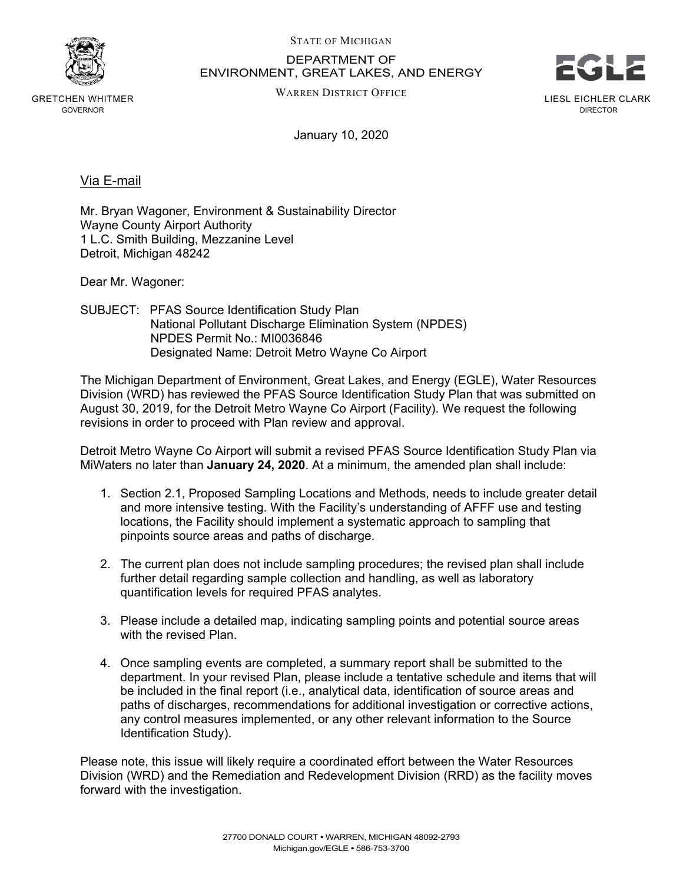STATE OF MICHIGAN

DEPARTMENT OF
ENVIRONMENT, GREAT LAKES, AND ENERGY

WARREN DISTRICT OFFICE

GRETCHEN WHITMER
GOVERNOR

LIESL EICHLER CLARK
DIRECTOR

January 10, 2020

Via E-mail

Mr. Bryan Wagoner, Environment & Sustainability Director
Wayne County Airport Authority
1 L.C. Smith Building, Mezzanine Level
Detroit, Michigan 48242

Dear Mr. Wagoner:

SUBJECT: PFAS Source Identification Study Plan
National Pollutant Discharge Elimination System (NPDES)
NPDES Permit No.: MI0036846
Designated Name: Detroit Metro Wayne Co Airport

The Michigan Department of Environment, Great Lakes, and Energy (EGLE), Water Resources Division (WRD) has reviewed the PFAS Source Identification Study Plan that was submitted on August 30, 2019, for the Detroit Metro Wayne Co Airport (Facility). We request the following revisions in order to proceed with Plan review and approval.

Detroit Metro Wayne Co Airport will submit a revised PFAS Source Identification Study Plan via MiWaters no later than **January 24, 2020**. At a minimum, the amended plan shall include:

1. Section 2.1, Proposed Sampling Locations and Methods, needs to include greater detail and more intensive testing. With the Facility's understanding of AFFF use and testing locations, the Facility should implement a systematic approach to sampling that pinpoints source areas and paths of discharge.

2. The current plan does not include sampling procedures; the revised plan shall include further detail regarding sample collection and handling, as well as laboratory quantification levels for required PFAS analytes.

3. Please include a detailed map, indicating sampling points and potential source areas with the revised Plan.

4. Once sampling events are completed, a summary report shall be submitted to the department. In your revised Plan, please include a tentative schedule and items that will be included in the final report (i.e., analytical data, identification of source areas and paths of discharges, recommendations for additional investigation or corrective actions, any control measures implemented, or any other relevant information to the Source Identification Study).

Please note, this issue will likely require a coordinated effort between the Water Resources Division (WRD) and the Remediation and Redevelopment Division (RRD) as the facility moves forward with the investigation.

27700 DONALD COURT • WARREN, MICHIGAN 48092-2793
Michigan.gov/EGLE • 586-753-3700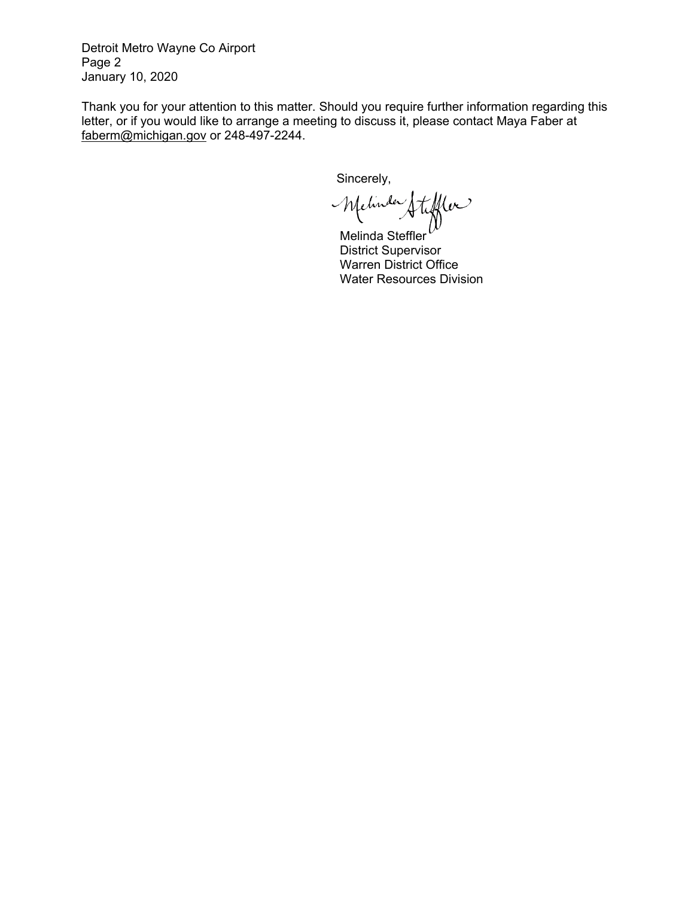Thank you for your attention to this matter. Should you require further information regarding this letter, or if you would like to arrange a meeting to discuss it, please contact Maya Faber at faberm@michigan.gov or 248-497-2244.

Sincerely,

Melinda Steffler
District Supervisor
Warren District Office
Water Resources Division